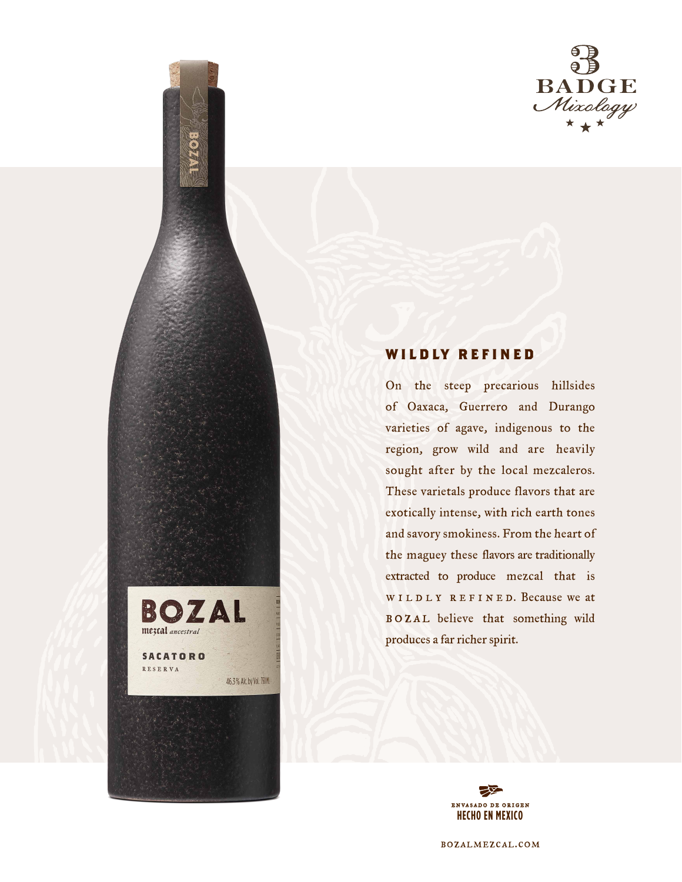# WILDLY REFINED

On the steep precarious hillsides of Oaxaca, Guerrero and Durango varieties of agave, indigenous to the region, grow wild and are heavily sought after by the local mezcaleros. These varietals produce flavors that are exotically intense, with rich earth tones and savory smokiness. From the heart of the maguey these flavors are traditionally extracted to produce mezcal that is WILDLY REFINED. Because we at BOZAL believe that something wild produces a far richer spirit.

ENVASADO DE ORIGEN
HECHO EN MEXICO

BOZALMEZCAL.COM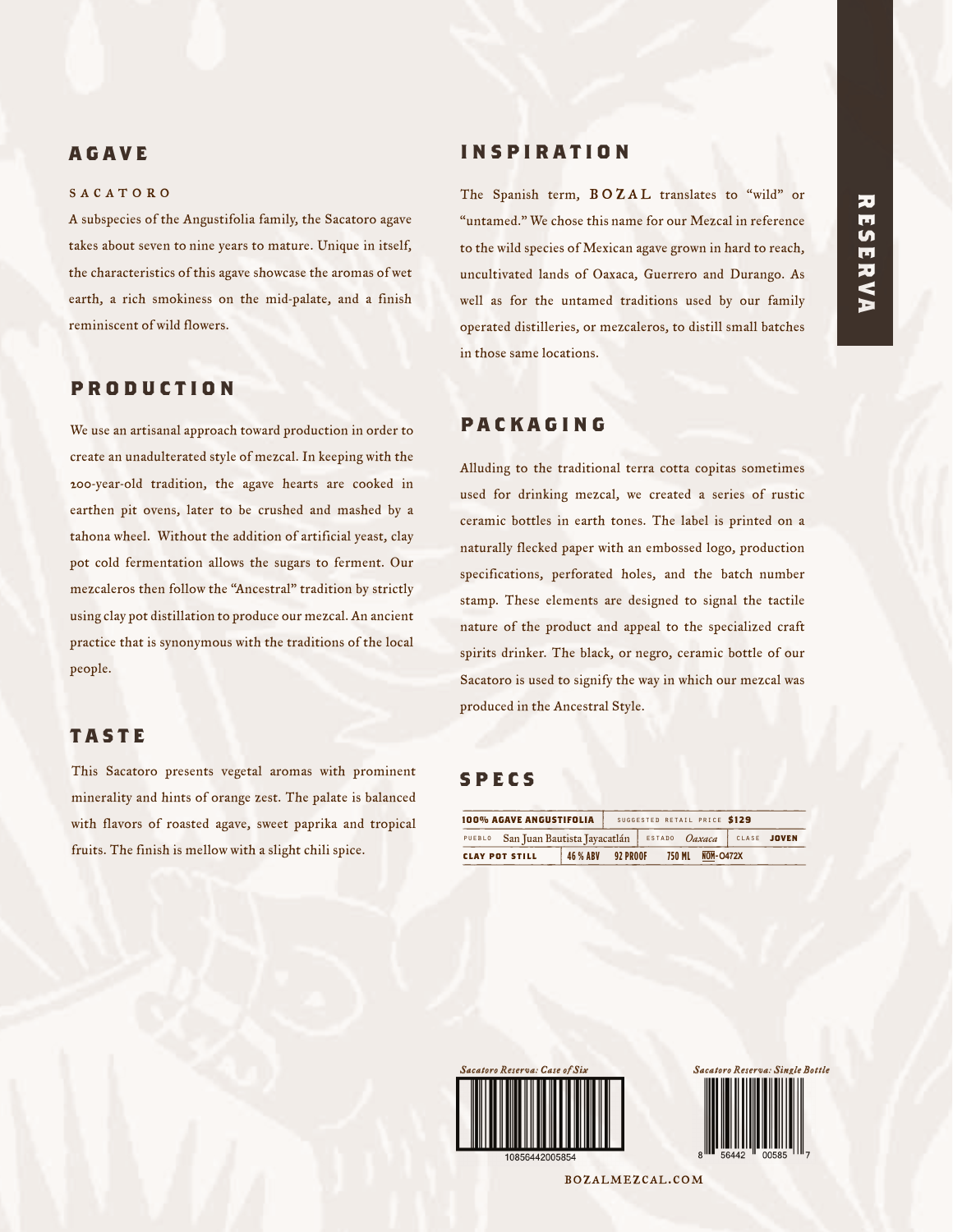## AGAVE

### SACATORO

A subspecies of the Angustifolia family, the Sacatoro agave takes about seven to nine years to mature. Unique in itself, the characteristics of this agave showcase the aromas of wet earth, a rich smokiness on the mid-palate, and a finish reminiscent of wild flowers.

## PRODUCTION

We use an artisanal approach toward production in order to create an unadulterated style of mezcal. In keeping with the 200-year-old tradition, the agave hearts are cooked in earthen pit ovens, later to be crushed and mashed by a tahona wheel. Without the addition of artificial yeast, clay pot cold fermentation allows the sugars to ferment. Our mezcaleros then follow the "Ancestral" tradition by strictly using clay pot distillation to produce our mezcal. An ancient practice that is synonymous with the traditions of the local people.

## TASTE

This Sacatoro presents vegetal aromas with prominent minerality and hints of orange zest. The palate is balanced with flavors of roasted agave, sweet paprika and tropical fruits. The finish is mellow with a slight chili spice.

## INSPIRATION

The Spanish term, BOZAL translates to "wild" or "untamed." We chose this name for our Mezcal in reference to the wild species of Mexican agave grown in hard to reach, uncultivated lands of Oaxaca, Guerrero and Durango. As well as for the untamed traditions used by our family operated distilleries, or mezcaleros, to distill small batches in those same locations.

## PACKAGING

Alluding to the traditional terra cotta copitas sometimes used for drinking mezcal, we created a series of rustic ceramic bottles in earth tones. The label is printed on a naturally flecked paper with an embossed logo, production specifications, perforated holes, and the batch number stamp. These elements are designed to signal the tactile nature of the product and appeal to the specialized craft spirits drinker. The black, or negro, ceramic bottle of our Sacatoro is used to signify the way in which our mezcal was produced in the Ancestral Style.

## SPECS

| | | | | | |
|---|---|---|---|---|---|
| 100% AGAVE ANGUSTIFOLIA | SUGGESTED RETAIL PRICE $129 | | | | |
| PUEBLO San Juan Bautista Jayacatlán | ESTADO *Oaxaca* | CLASE JOVEN | | | |
| CLAY POT STILL | 46% ABV | 92 PROOF | 750 ML | NOM-O472X | |

*Sacatoro Reserva: Case of Six*

10856442005854

*Sacatoro Reserva: Single Bottle*

8 56442 00585 7

BOZALMEZCAL.COM

RESERVA